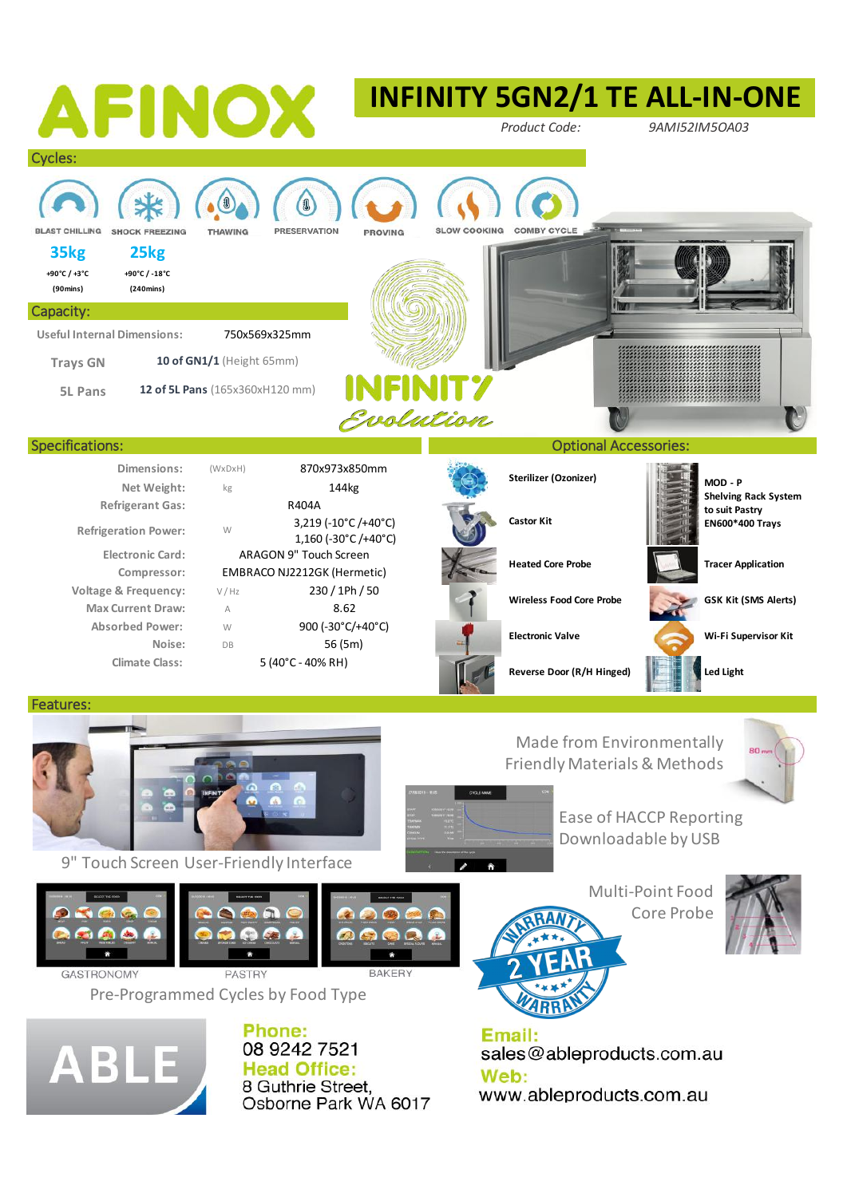# AFINOX

# INFINITY 5GN2/1 TE ALL-IN-ONE

*Product Code:* *9AMI52IM5OA03*

## Cycles:

| BLAST CHILLING | SHOCK FREEZING | THAWING | PRESERVATION | PROVING | SLOW COOKING | COMBY CYCLE |
|---|---|---|---|---|---|---|
| 35kg | 25kg | | | | | |
| +90°C / +3°C | +90°C / -18°C | | | | | |
| (90mins) | (240mins) | | | | | |

## Capacity:

| | |
|---|---|
| Useful Internal Dimensions: | 750x569x325mm |
| Trays GN | **10 of GN1/1** (Height 65mm) |
| 5L Pans | **12 of 5L Pans** (165x360xH120 mm) |

INFINITY Evolution

## Specifications:

| | | |
|---|---|---|
| Dimensions: | (WxDxH) | 870x973x850mm |
| Net Weight: | kg | 144kg |
| Refrigerant Gas: | | R404A |
| Refrigeration Power: | W | 3,219 (-10°C /+40°C)<br>1,160 (-30°C /+40°C) |
| Electronic Card: | | ARAGON 9" Touch Screen |
| Compressor: | | EMBRACO NJ2212GK (Hermetic) |
| Voltage & Frequency: | V / Hz | 230 / 1Ph / 50 |
| Max Current Draw: | A | 8.62 |
| Absorbed Power: | W | 900 (-30°C/+40°C) |
| Noise: | DB | 56 (5m) |
| Climate Class: | | 5 (40°C - 40% RH) |

## Optional Accessories:

- **Sterilizer (Ozonizer)**
- **Castor Kit**
- **Heated Core Probe**
- **Wireless Food Core Probe**
- **Electronic Valve**
- **Reverse Door (R/H Hinged)**
- **MOD - P Shelving Rack System to suit Pastry EN600*400 Trays**
- **Tracer Application**
- **GSK Kit (SMS Alerts)**
- **Wi-Fi Supervisor Kit**
- **Led Light**

## Features:

9" Touch Screen User-Friendly Interface

Made from Environmentally Friendly Materials & Methods

80 mm

Ease of HACCP Reporting Downloadable by USB

GASTRONOMY | PASTRY | BAKERY

Pre-Programmed Cycles by Food Type

Multi-Point Food Core Probe

2 YEAR WARRANTY

ABLE

**Phone:**
08 9242 7521

**Head Office:**
8 Guthrie Street,
Osborne Park WA 6017

**Email:**
sales@ableproducts.com.au

**Web:**
www.ableproducts.com.au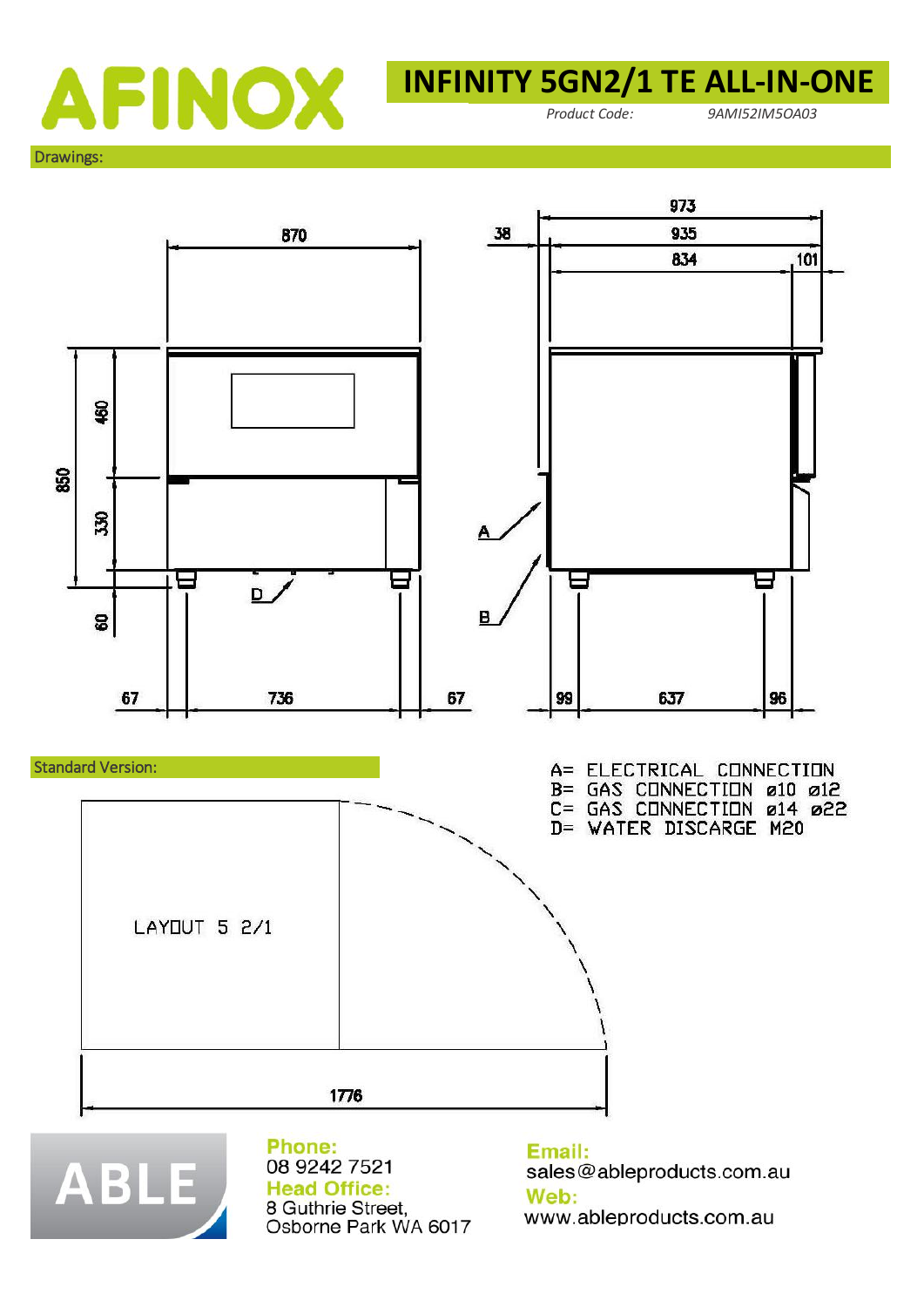# AFINOX

## INFINITY 5GN2/1 TE ALL-IN-ONE

*Product Code:* *9AMI52IM5OA03*

**Drawings:**

870

973
935
834
38
101

850
460
330
60

A
B
D

67
736
67

99
637
96

**Standard Version:**

A= ELECTRICAL CONNECTION
B= GAS CONNECTION ø10 ø12
C= GAS CONNECTION ø14 ø22
D= WATER DISCARGE M20

LAYOUT 5 2/1

1776

ABLE

**Phone:**
08 9242 7521

**Head Office:**
8 Guthrie Street,
Osborne Park WA 6017

**Email:**
sales@ableproducts.com.au

**Web:**
www.ableproducts.com.au